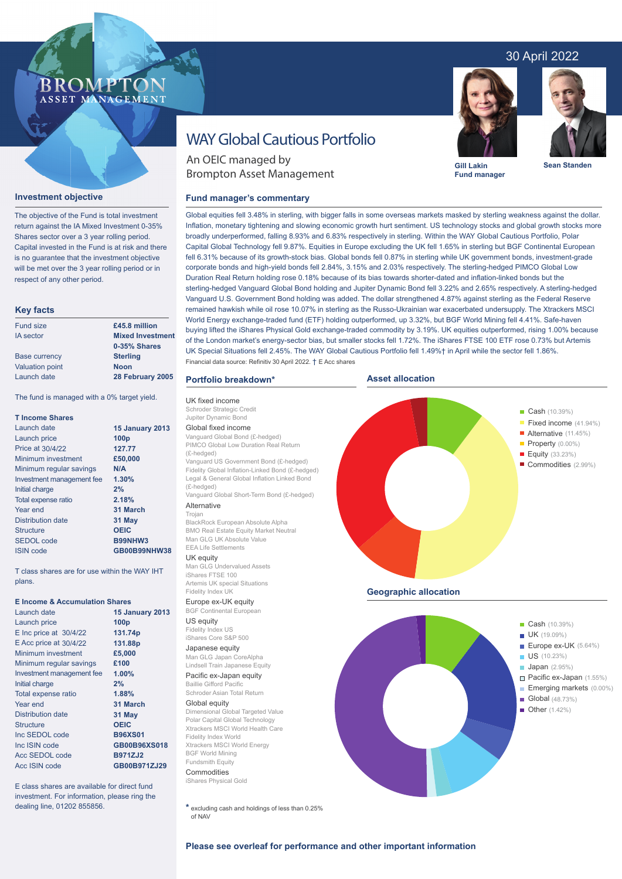30 April 2022

# WAY Global Cautious Portfolio

An OEIC managed by Brompton Asset Management

**Gill Lakin** Fund manager

**Sean Standen**

## Investment objective

The objective of the Fund is total investment return against the IA Mixed Investment 0-35% Shares sector over a 3 year rolling period. Capital invested in the Fund is at risk and there is no guarantee that the investment objective will be met over the 3 year rolling period or in respect of any other period.

## Key facts

| | |
|---|---|
| Fund size | **£45.8 million** |
| IA sector | **Mixed Investment 0-35% Shares** |
| Base currency | **Sterling** |
| Valuation point | **Noon** |
| Launch date | **28 February 2005** |

The fund is managed with a 0% target yield.

### T Income Shares

| | |
|---|---|
| Launch date | **15 January 2013** |
| Launch price | **100p** |
| Price at 30/4/22 | **127.77** |
| Minimum investment | **£50,000** |
| Minimum regular savings | **N/A** |
| Investment management fee | **1.30%** |
| Initial charge | **2%** |
| Total expense ratio | **2.18%** |
| Year end | **31 March** |
| Distribution date | **31 May** |
| Structure | **OEIC** |
| SEDOL code | **B99NHW3** |
| ISIN code | **GB00B99NHW38** |

T class shares are for use within the WAY IHT plans.

### E Income & Accumulation Shares

| | |
|---|---|
| Launch date | **15 January 2013** |
| Launch price | **100p** |
| E Inc price at 30/4/22 | **131.74p** |
| E Acc price at 30/4/22 | **131.88p** |
| Minimum investment | **£5,000** |
| Minimum regular savings | **£100** |
| Investment management fee | **1.00%** |
| Initial charge | **2%** |
| Total expense ratio | **1.88%** |
| Year end | **31 March** |
| Distribution date | **31 May** |
| Structure | **OEIC** |
| Inc SEDOL code | **B96XS01** |
| Inc ISIN code | **GB00B96XS018** |
| Acc SEDOL code | **B971ZJ2** |
| Acc ISIN code | **GB00B971ZJ29** |

E class shares are available for direct fund investment. For information, please ring the dealing line, 01202 855856.

## Fund manager's commentary

Global equities fell 3.48% in sterling, with bigger falls in some overseas markets masked by sterling weakness against the dollar. Inflation, monetary tightening and slowing economic growth hurt sentiment. US technology stocks and global growth stocks more broadly underperformed, falling 8.93% and 6.83% respectively in sterling. Within the WAY Global Cautious Portfolio, Polar Capital Global Technology fell 9.87%. Equities in Europe excluding the UK fell 1.65% in sterling but BGF Continental European fell 6.31% because of its growth-stock bias. Global bonds fell 0.87% in sterling while UK government bonds, investment-grade corporate bonds and high-yield bonds fell 2.84%, 3.15% and 2.03% respectively. The sterling-hedged PIMCO Global Low Duration Real Return holding rose 0.18% because of its bias towards shorter-dated and inflation-linked bonds but the sterling-hedged Vanguard Global Bond holding and Jupiter Dynamic Bond fell 3.22% and 2.65% respectively. A sterling-hedged Vanguard U.S. Government Bond holding was added. The dollar strengthened 4.87% against sterling as the Federal Reserve remained hawkish while oil rose 10.07% in sterling as the Russo-Ukrainian war exacerbated undersupply. The Xtrackers MSCI World Energy exchange-traded fund (ETF) holding outperformed, up 3.32%, but BGF World Mining fell 4.41%. Safe-haven buying lifted the iShares Physical Gold exchange-traded commodity by 3.19%. UK equities outperformed, rising 1.00% because of the London market's energy-sector bias, but smaller stocks fell 1.72%. The iShares FTSE 100 ETF rose 0.73% but Artemis UK Special Situations fell 2.45%. The WAY Global Cautious Portfolio fell 1.49%† in April while the sector fell 1.86%.

Financial data source: Refinitiv 30 April 2022. † E Acc shares

## Portfolio breakdown*

**UK fixed income**
- Schroder Strategic Credit
- Jupiter Dynamic Bond

**Global fixed income**
- Vanguard Global Bond (£-hedged)
- PIMCO Global Low Duration Real Return (£-hedged)
- Vanguard US Government Bond (£-hedged)
- Fidelity Global Inflation-Linked Bond (£-hedged)
- Legal & General Global Inflation Linked Bond (£-hedged)
- Vanguard Global Short-Term Bond (£-hedged)

**Alternative**
- Trojan
- BlackRock European Absolute Alpha
- BMO Real Estate Equity Market Neutral
- Man GLG UK Absolute Value
- EEA Life Settlements

**UK equity**
- Man GLG Undervalued Assets
- iShares FTSE 100
- Artemis UK special Situations
- Fidelity Index UK

**Europe ex-UK equity**
- BGF Continental European

**US equity**
- Fidelity Index US
- iShares Core S&P 500

**Japanese equity**
- Man GLG Japan CoreAlpha
- Lindsell Train Japanese Equity

**Pacific ex-Japan equity**
- Baillie Gifford Pacific
- Schroder Asian Total Return

**Global equity**
- Dimensional Global Targeted Value
- Polar Capital Global Technology
- Xtrackers MSCI World Health Care
- Fidelity Index World
- Xtrackers MSCI World Energy
- BGF World Mining
- Fundsmith Equity

**Commodities**
- iShares Physical Gold

\* excluding cash and holdings of less than 0.25% of NAV

## Asset allocation

| Asset | % |
|---|---|
| Cash | 10.39% |
| Fixed income | 41.94% |
| Alternative | 11.45% |
| Property | 0.00% |
| Equity | 33.23% |
| Commodities | 2.99% |

## Geographic allocation

| Region | % |
|---|---|
| Cash | 10.39% |
| UK | 19.09% |
| Europe ex-UK | 5.64% |
| US | 10.23% |
| Japan | 2.95% |
| Pacific ex-Japan | 1.55% |
| Emerging markets | 0.00% |
| Global | 48.73% |
| Other | 1.42% |

**Please see overleaf for performance and other important information**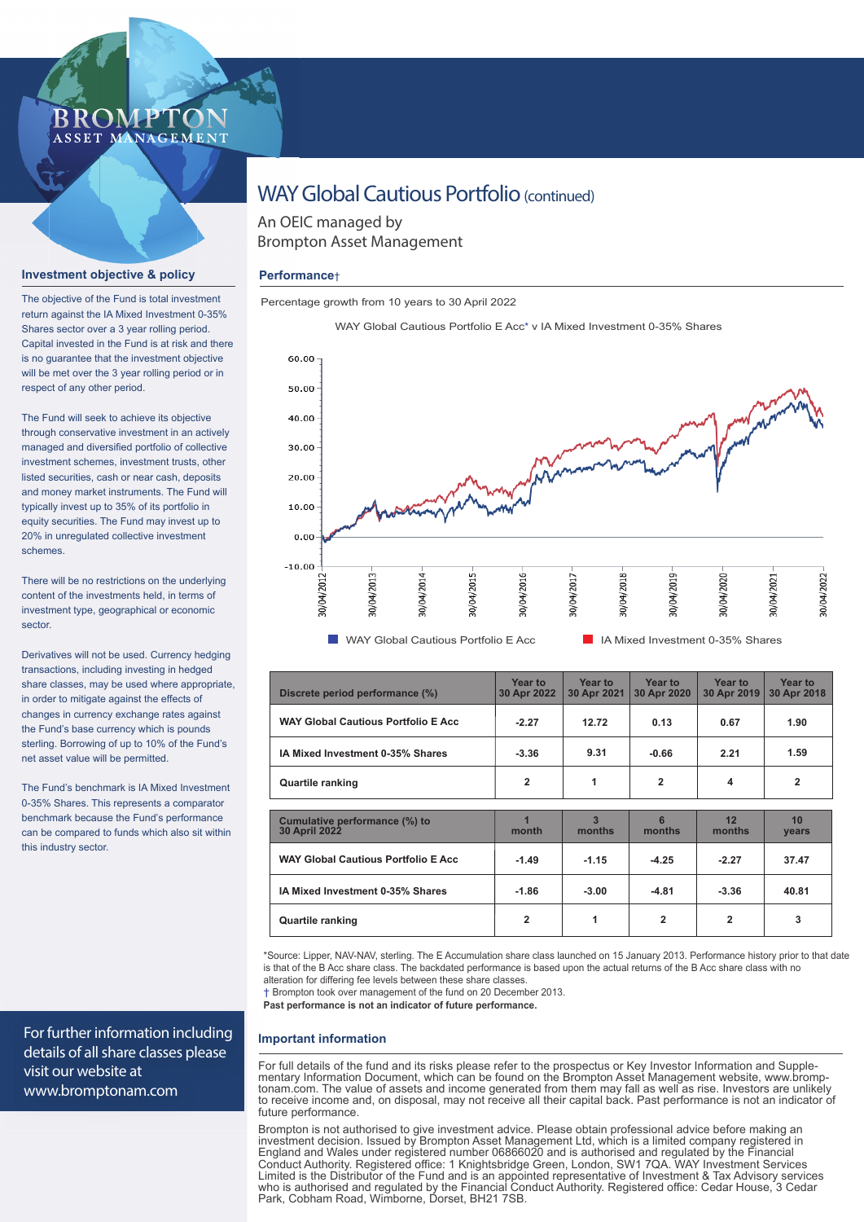BROMPTON
ASSET MANAGEMENT

# WAY Global Cautious Portfolio (continued)

An OEIC managed by
Brompton Asset Management

## Investment objective & policy

The objective of the Fund is total investment return against the IA Mixed Investment 0-35% Shares sector over a 3 year rolling period. Capital invested in the Fund is at risk and there is no guarantee that the investment objective will be met over the 3 year rolling period or in respect of any other period.

The Fund will seek to achieve its objective through conservative investment in an actively managed and diversified portfolio of collective investment schemes, investment trusts, other listed securities, cash or near cash, deposits and money market instruments. The Fund will typically invest up to 35% of its portfolio in equity securities. The Fund may invest up to 20% in unregulated collective investment schemes.

There will be no restrictions on the underlying content of the investments held, in terms of investment type, geographical or economic sector.

Derivatives will not be used. Currency hedging transactions, including investing in hedged share classes, may be used where appropriate, in order to mitigate against the effects of changes in currency exchange rates against the Fund's base currency which is pounds sterling. Borrowing of up to 10% of the Fund's net asset value will be permitted.

The Fund's benchmark is IA Mixed Investment 0-35% Shares. This represents a comparator benchmark because the Fund's performance can be compared to funds which also sit within this industry sector.

For further information including details of all share classes please visit our website at www.bromptonam.com

## Performance†

Percentage growth from 10 years to 30 April 2022

WAY Global Cautious Portfolio E Acc* v IA Mixed Investment 0-35% Shares

60.00
50.00
40.00
30.00
20.00
10.00
0.00
-10.00

30/04/2012 30/04/2013 30/04/2014 30/04/2015 30/04/2016 30/04/2017 30/04/2018 30/04/2019 30/04/2020 30/04/2021 30/04/2022

WAY Global Cautious Portfolio E Acc
IA Mixed Investment 0-35% Shares

| Discrete period performance (%) | Year to 30 Apr 2022 | Year to 30 Apr 2021 | Year to 30 Apr 2020 | Year to 30 Apr 2019 | Year to 30 Apr 2018 |
|---|---|---|---|---|---|
| WAY Global Cautious Portfolio E Acc | -2.27 | 12.72 | 0.13 | 0.67 | 1.90 |
| IA Mixed Investment 0-35% Shares | -3.36 | 9.31 | -0.66 | 2.21 | 1.59 |
| Quartile ranking | 2 | 1 | 2 | 4 | 2 |

| Cumulative performance (%) to 30 April 2022 | 1 month | 3 months | 6 months | 12 months | 10 years |
|---|---|---|---|---|---|
| WAY Global Cautious Portfolio E Acc | -1.49 | -1.15 | -4.25 | -2.27 | 37.47 |
| IA Mixed Investment 0-35% Shares | -1.86 | -3.00 | -4.81 | -3.36 | 40.81 |
| Quartile ranking | 2 | 1 | 2 | 2 | 3 |

*Source: Lipper, NAV-NAV, sterling. The E Accumulation share class launched on 15 January 2013. Performance history prior to that date is that of the B Acc share class. The backdated performance is based upon the actual returns of the B Acc share class with no alteration for differing fee levels between these share classes.
† Brompton took over management of the fund on 20 December 2013.
**Past performance is not an indicator of future performance.**

## Important information

For full details of the fund and its risks please refer to the prospectus or Key Investor Information and Supplementary Information Document, which can be found on the Brompton Asset Management website, www.bromptonam.com. The value of assets and income generated from them may fall as well as rise. Investors are unlikely to receive income and, on disposal, may not receive all their capital back. Past performance is not an indicator of future performance.

Brompton is not authorised to give investment advice. Please obtain professional advice before making an investment decision. Issued by Brompton Asset Management Ltd, which is a limited company registered in England and Wales under registered number 06866020 and is authorised and regulated by the Financial Conduct Authority. Registered office: 1 Knightsbridge Green, London, SW1 7QA. WAY Investment Services Limited is the Distributor of the Fund and is an appointed representative of Investment & Tax Advisory services who is authorised and regulated by the Financial Conduct Authority. Registered office: Cedar House, 3 Cedar Park, Cobham Road, Wimborne, Dorset, BH21 7SB.